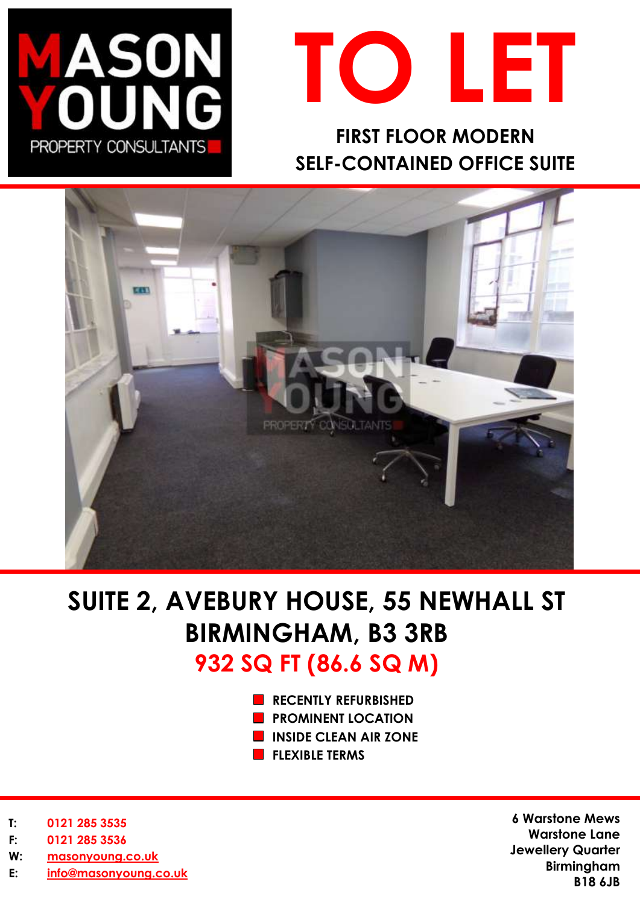MASON YOUNG
PROPERTY CONSULTANTS

# TO LET

**FIRST FLOOR MODERN SELF-CONTAINED OFFICE SUITE**

## SUITE 2, AVEBURY HOUSE, 55 NEWHALL ST BIRMINGHAM, B3 3RB

## 932 SQ FT (86.6 SQ M)

- RECENTLY REFURBISHED
- PROMINENT LOCATION
- INSIDE CLEAN AIR ZONE
- FLEXIBLE TERMS

**T:** 0121 285 3535
**F:** 0121 285 3536
**W:** masonyoung.co.uk
**E:** info@masonyoung.co.uk

6 Warstone Mews
Warstone Lane
Jewellery Quarter
Birmingham
B18 6JB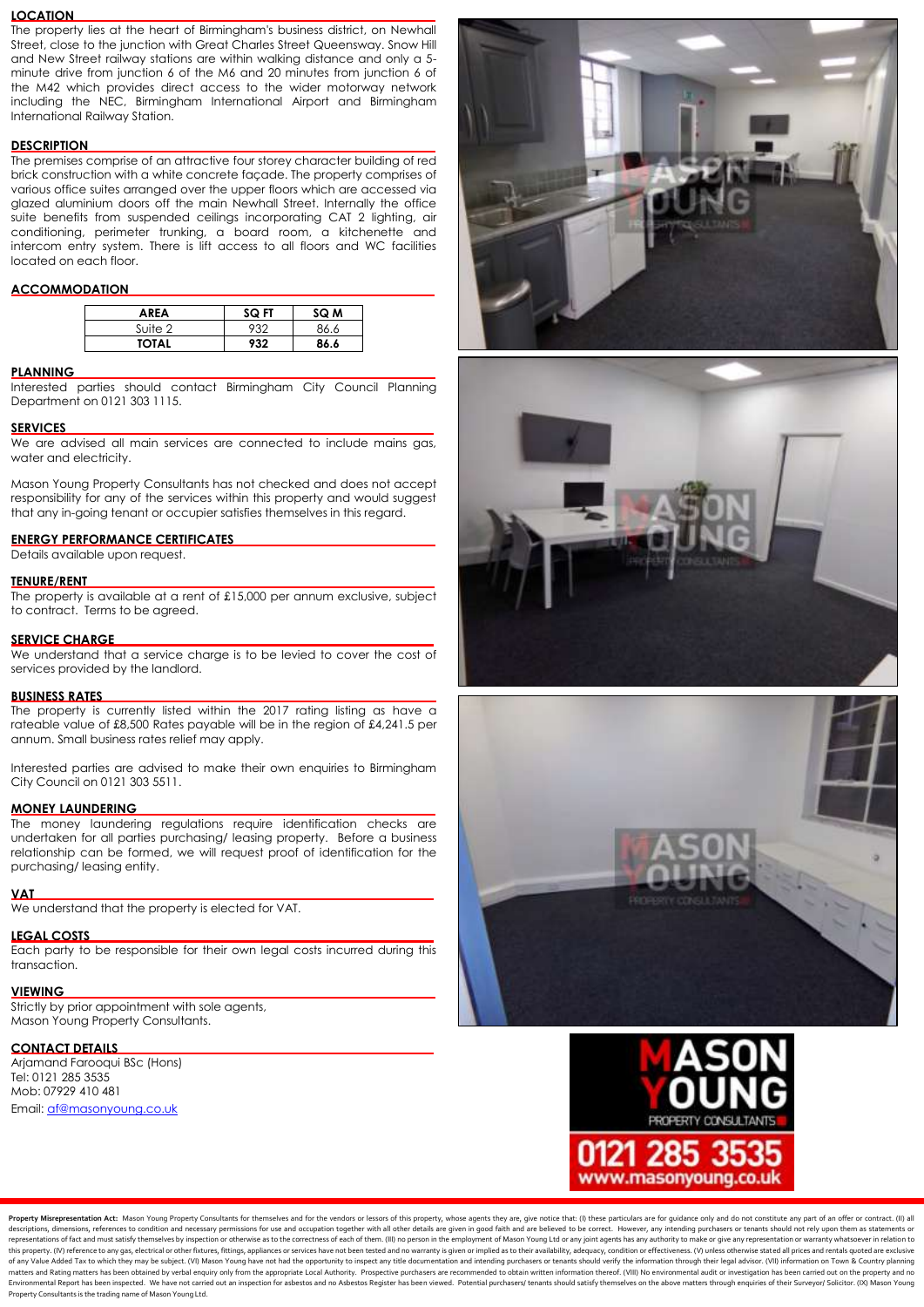## LOCATION

The property lies at the heart of Birmingham's business district, on Newhall Street, close to the junction with Great Charles Street Queensway. Snow Hill and New Street railway stations are within walking distance and only a 5-minute drive from junction 6 of the M6 and 20 minutes from junction 6 of the M42 which provides direct access to the wider motorway network including the NEC, Birmingham International Airport and Birmingham International Railway Station.

## DESCRIPTION

The premises comprise of an attractive four storey character building of red brick construction with a white concrete façade. The property comprises of various office suites arranged over the upper floors which are accessed via glazed aluminium doors off the main Newhall Street. Internally the office suite benefits from suspended ceilings incorporating CAT 2 lighting, air conditioning, perimeter trunking, a board room, a kitchenette and intercom entry system. There is lift access to all floors and WC facilities located on each floor.

## ACCOMMODATION

| AREA | SQ FT | SQ M |
|---|---|---|
| Suite 2 | 932 | 86.6 |
| **TOTAL** | **932** | **86.6** |

## PLANNING

Interested parties should contact Birmingham City Council Planning Department on 0121 303 1115.

## SERVICES

We are advised all main services are connected to include mains gas, water and electricity.

Mason Young Property Consultants has not checked and does not accept responsibility for any of the services within this property and would suggest that any in-going tenant or occupier satisfies themselves in this regard.

## ENERGY PERFORMANCE CERTIFICATES

Details available upon request.

## TENURE/RENT

The property is available at a rent of £15,000 per annum exclusive, subject to contract. Terms to be agreed.

## SERVICE CHARGE

We understand that a service charge is to be levied to cover the cost of services provided by the landlord.

## BUSINESS RATES

The property is currently listed within the 2017 rating listing as have a rateable value of £8,500 Rates payable will be in the region of £4,241.5 per annum. Small business rates relief may apply.

Interested parties are advised to make their own enquiries to Birmingham City Council on 0121 303 5511.

## MONEY LAUNDERING

The money laundering regulations require identification checks are undertaken for all parties purchasing/ leasing property. Before a business relationship can be formed, we will request proof of identification for the purchasing/ leasing entity.

## VAT

We understand that the property is elected for VAT.

## LEGAL COSTS

Each party to be responsible for their own legal costs incurred during this transaction.

## VIEWING

Strictly by prior appointment with sole agents, Mason Young Property Consultants.

## CONTACT DETAILS

Arjamand Farooqui BSc (Hons)
Tel: 0121 285 3535
Mob: 07929 410 481
Email: af@masonyoung.co.uk

MASON YOUNG PROPERTY CONSULTANTS
0121 285 3535
www.masonyoung.co.uk

**Property Misrepresentation Act:** Mason Young Property Consultants for themselves and for the vendors or lessors of this property, whose agents they are, give notice that: (I) these particulars are for guidance only and do not constitute any part of an offer or contract. (II) all descriptions, dimensions, references to condition and necessary permissions for use and occupation together with all other details are given in good faith and are believed to be correct. However, any intending purchasers or tenants should not rely upon them as statements or representations of fact and must satisfy themselves by inspection or otherwise as to the correctness of each of them. (III) no person in the employment of Mason Young Ltd or any joint agents has any authority to make or give any representation or warranty whatsoever in relation to this property. (IV) reference to any gas, electrical or other fixtures, fittings, appliances or services have not been tested and no warranty is given or implied as to their availability, adequacy, condition or effectiveness. (V) unless otherwise stated all prices and rentals quoted are exclusive of any Value Added Tax to which they may be subject. (VI) Mason Young have not had the opportunity to inspect any title documentation and intending purchasers or tenants should verify the information through their legal advisor. (VII) information on Town & Country planning matters and Rating matters has been obtained by verbal enquiry only from the appropriate Local Authority. Prospective purchasers are recommended to obtain written information thereof. (VIII) No environmental audit or investigation has been carried out on the property and no Environmental Report has been inspected. We have not carried out an inspection for asbestos and no Asbestos Register has been viewed. Potential purchasers/ tenants should satisfy themselves on the above matters through enquiries of their Surveyor/ Solicitor. (IX) Mason Young Property Consultants is the trading name of Mason Young Ltd.